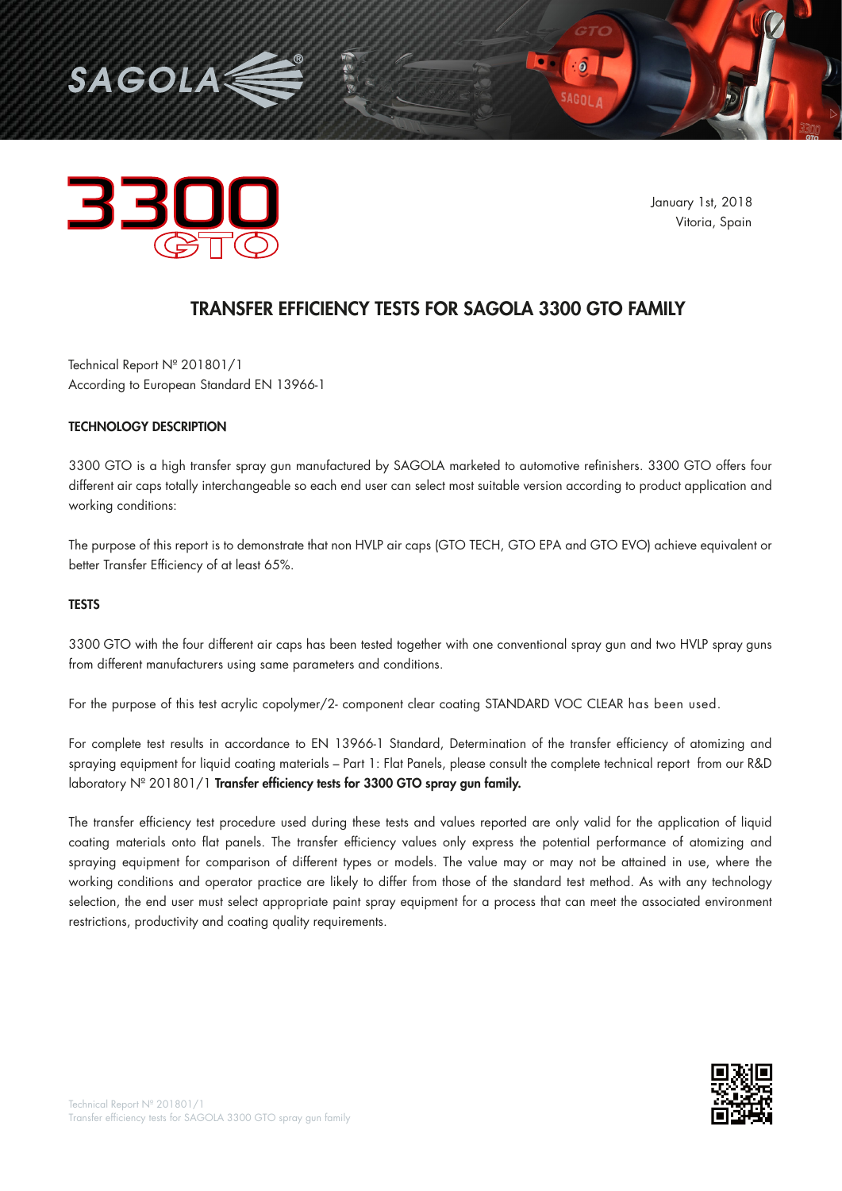January 1st, 2018
Vitoria, Spain

# TRANSFER EFFICIENCY TESTS FOR SAGOLA 3300 GTO FAMILY

Technical Report Nº 201801/1
According to European Standard EN 13966-1

## TECHNOLOGY DESCRIPTION

3300 GTO is a high transfer spray gun manufactured by SAGOLA marketed to automotive refinishers. 3300 GTO offers four different air caps totally interchangeable so each end user can select most suitable version according to product application and working conditions:

The purpose of this report is to demonstrate that non HVLP air caps (GTO TECH, GTO EPA and GTO EVO) achieve equivalent or better Transfer Efficiency of at least 65%.

## TESTS

3300 GTO with the four different air caps has been tested together with one conventional spray gun and two HVLP spray guns from different manufacturers using same parameters and conditions.

For the purpose of this test acrylic copolymer/2- component clear coating STANDARD VOC CLEAR has been used.

For complete test results in accordance to EN 13966-1 Standard, Determination of the transfer efficiency of atomizing and spraying equipment for liquid coating materials – Part 1: Flat Panels, please consult the complete technical report from our R&D laboratory Nº 201801/1 **Transfer efficiency tests for 3300 GTO spray gun family.**

The transfer efficiency test procedure used during these tests and values reported are only valid for the application of liquid coating materials onto flat panels. The transfer efficiency values only express the potential performance of atomizing and spraying equipment for comparison of different types or models. The value may or may not be attained in use, where the working conditions and operator practice are likely to differ from those of the standard test method. As with any technology selection, the end user must select appropriate paint spray equipment for a process that can meet the associated environment restrictions, productivity and coating quality requirements.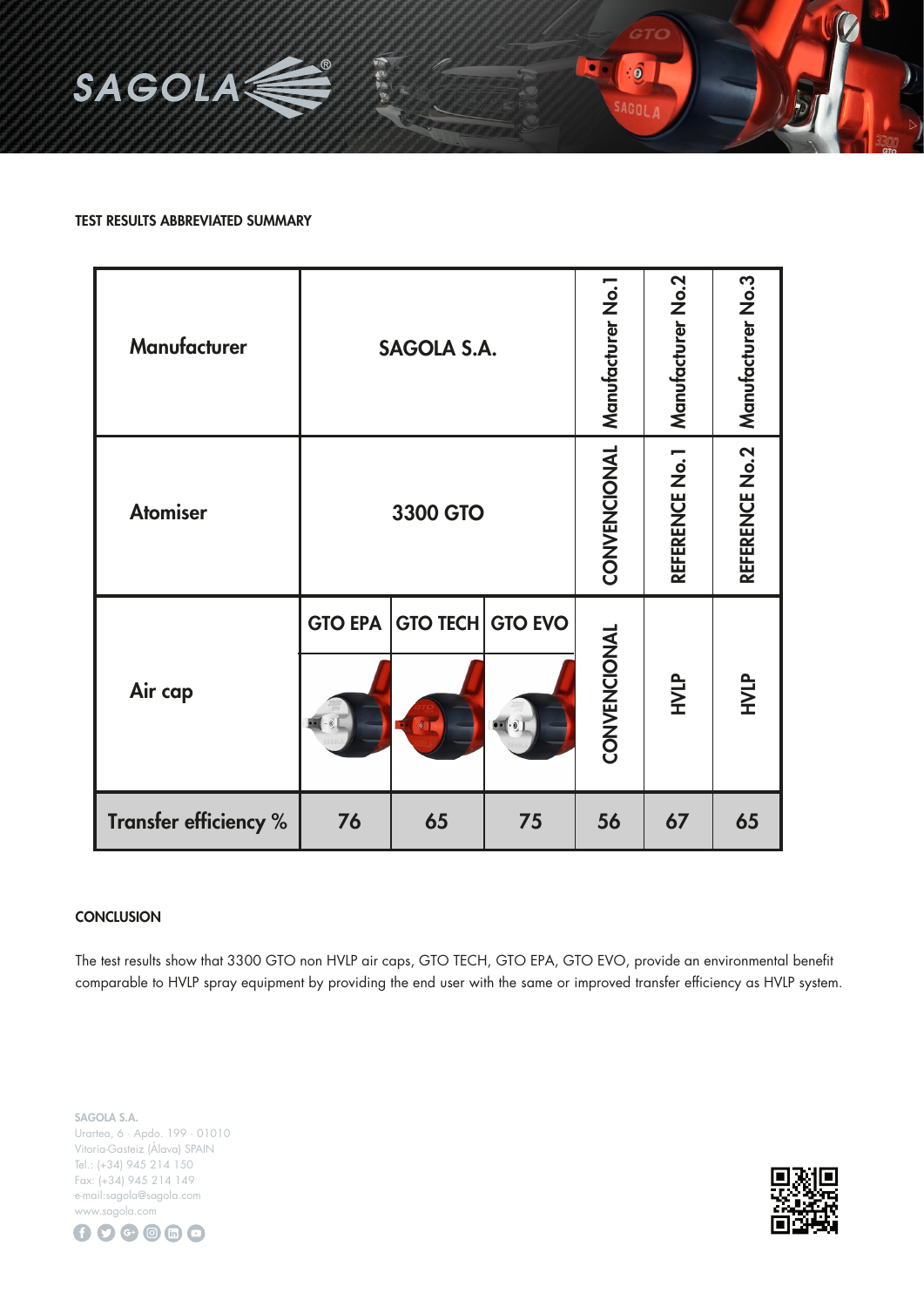TEST RESULTS ABBREVIATED SUMMARY

| | | | | | | |
|---|---|---|---|---|---|---|
| **Manufacturer** | **SAGOLA S.A.** | | | **Manufacturer No.1** | **Manufacturer No.2** | **Manufacturer No.3** |
| **Atomiser** | **3300 GTO** | | | **CONVENCIONAL** | **REFERENCE No.1** | **REFERENCE No.2** |
| **Air cap** | **GTO EPA** | **GTO TECH** | **GTO EVO** | **CONVENCIONAL** | **HVLP** | **HVLP** |
| **Transfer efficiency %** | **76** | **65** | **75** | **56** | **67** | **65** |

CONCLUSION

The test results show that 3300 GTO non HVLP air caps, GTO TECH, GTO EPA, GTO EVO, provide an environmental benefit comparable to HVLP spray equipment by providing the end user with the same or improved transfer efficiency as HVLP system.

SAGOLA S.A.
Urartea, 6 · Apdo. 199 · 01010
Vitoria-Gasteiz (Álava) SPAIN
Tel.: (+34) 945 214 150
Fax: (+34) 945 214 149
e-mail:sagola@sagola.com
www.sagola.com